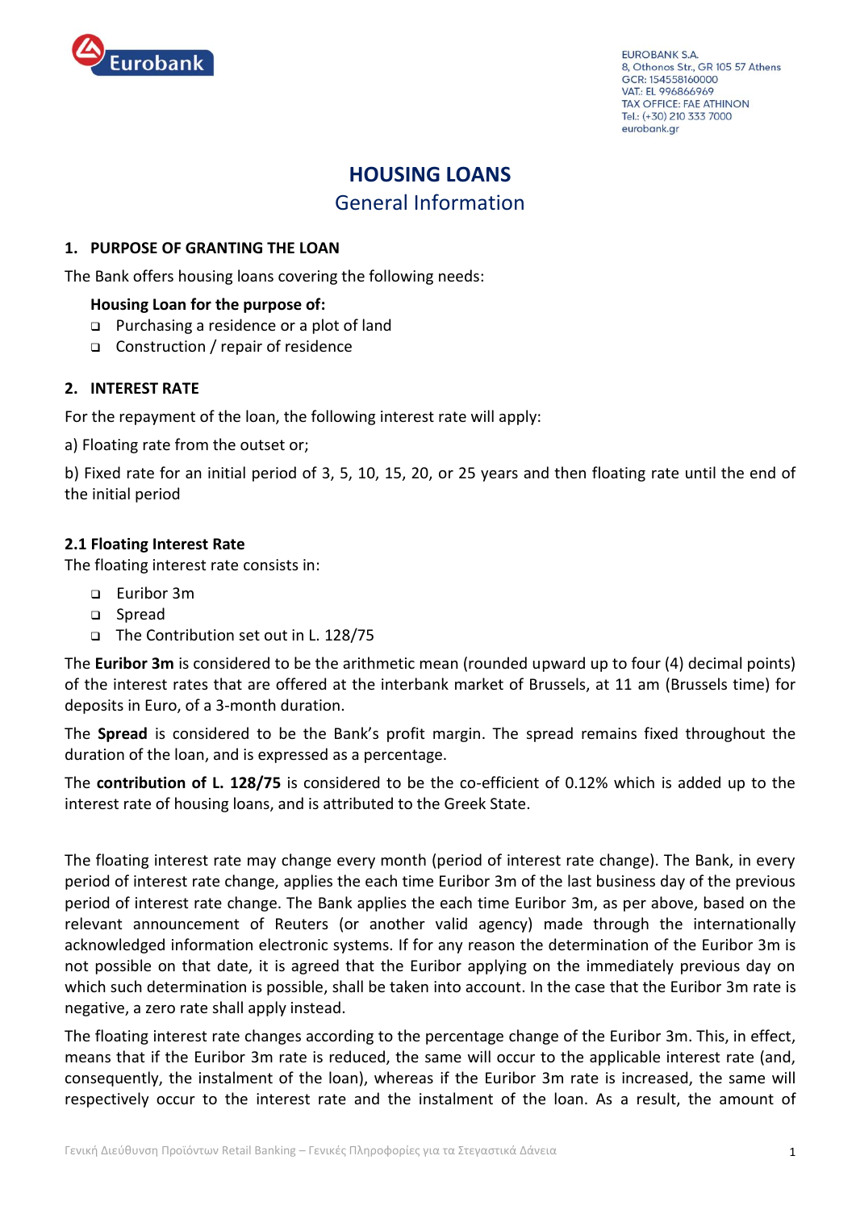EUROBANK S.A.
8, Othonos Str., GR 105 57 Athens
GCR: 154558160000
VAT.: EL 996866969
TAX OFFICE: FAE ATHINON
Tel.: (+30) 210 333 7000
eurobank.gr

# HOUSING LOANS
## General Information

### 1. PURPOSE OF GRANTING THE LOAN

The Bank offers housing loans covering the following needs:

**Housing Loan for the purpose of:**

- Purchasing a residence or a plot of land
- Construction / repair of residence

### 2. INTEREST RATE

For the repayment of the loan, the following interest rate will apply:

a) Floating rate from the outset or;

b) Fixed rate for an initial period of 3, 5, 10, 15, 20, or 25 years and then floating rate until the end of the initial period

#### 2.1 Floating Interest Rate

The floating interest rate consists in:

- Euribor 3m
- Spread
- The Contribution set out in L. 128/75

The **Euribor 3m** is considered to be the arithmetic mean (rounded upward up to four (4) decimal points) of the interest rates that are offered at the interbank market of Brussels, at 11 am (Brussels time) for deposits in Euro, of a 3-month duration.

The **Spread** is considered to be the Bank's profit margin. The spread remains fixed throughout the duration of the loan, and is expressed as a percentage.

The **contribution of L. 128/75** is considered to be the co-efficient of 0.12% which is added up to the interest rate of housing loans, and is attributed to the Greek State.

The floating interest rate may change every month (period of interest rate change). The Bank, in every period of interest rate change, applies the each time Euribor 3m of the last business day of the previous period of interest rate change. The Bank applies the each time Euribor 3m, as per above, based on the relevant announcement of Reuters (or another valid agency) made through the internationally acknowledged information electronic systems. If for any reason the determination of the Euribor 3m is not possible on that date, it is agreed that the Euribor applying on the immediately previous day on which such determination is possible, shall be taken into account. In the case that the Euribor 3m rate is negative, a zero rate shall apply instead.

The floating interest rate changes according to the percentage change of the Euribor 3m. This, in effect, means that if the Euribor 3m rate is reduced, the same will occur to the applicable interest rate (and, consequently, the instalment of the loan), whereas if the Euribor 3m rate is increased, the same will respectively occur to the interest rate and the instalment of the loan. As a result, the amount of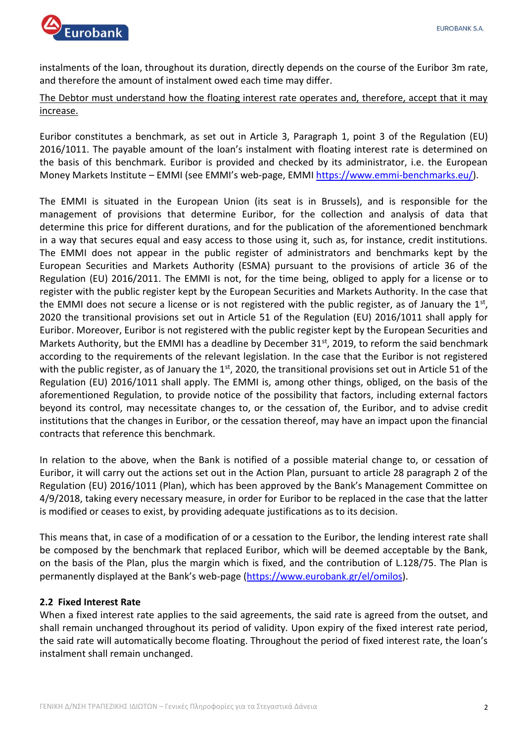instalments of the loan, throughout its duration, directly depends on the course of the Euribor 3m rate, and therefore the amount of instalment owed each time may differ.

<u>The Debtor must understand how the floating interest rate operates and, therefore, accept that it may increase.</u>

Euribor constitutes a benchmark, as set out in Article 3, Paragraph 1, point 3 of the Regulation (EU) 2016/1011. The payable amount of the loan's instalment with floating interest rate is determined on the basis of this benchmark. Euribor is provided and checked by its administrator, i.e. the European Money Markets Institute – EMMI (see EMMI's web-page, EMMI https://www.emmi-benchmarks.eu/).

The EMMI is situated in the European Union (its seat is in Brussels), and is responsible for the management of provisions that determine Euribor, for the collection and analysis of data that determine this price for different durations, and for the publication of the aforementioned benchmark in a way that secures equal and easy access to those using it, such as, for instance, credit institutions. The EMMI does not appear in the public register of administrators and benchmarks kept by the European Securities and Markets Authority (ESMA) pursuant to the provisions of article 36 of the Regulation (EU) 2016/2011. The EMMI is not, for the time being, obliged to apply for a license or to register with the public register kept by the European Securities and Markets Authority. In the case that the EMMI does not secure a license or is not registered with the public register, as of January the 1st, 2020 the transitional provisions set out in Article 51 of the Regulation (EU) 2016/1011 shall apply for Euribor. Moreover, Euribor is not registered with the public register kept by the European Securities and Markets Authority, but the EMMI has a deadline by December 31st, 2019, to reform the said benchmark according to the requirements of the relevant legislation. In the case that the Euribor is not registered with the public register, as of January the 1st, 2020, the transitional provisions set out in Article 51 of the Regulation (EU) 2016/1011 shall apply. The EMMI is, among other things, obliged, on the basis of the aforementioned Regulation, to provide notice of the possibility that factors, including external factors beyond its control, may necessitate changes to, or the cessation of, the Euribor, and to advise credit institutions that the changes in Euribor, or the cessation thereof, may have an impact upon the financial contracts that reference this benchmark.

In relation to the above, when the Bank is notified of a possible material change to, or cessation of Euribor, it will carry out the actions set out in the Action Plan, pursuant to article 28 paragraph 2 of the Regulation (EU) 2016/1011 (Plan), which has been approved by the Bank's Management Committee on 4/9/2018, taking every necessary measure, in order for Euribor to be replaced in the case that the latter is modified or ceases to exist, by providing adequate justifications as to its decision.

This means that, in case of a modification of or a cessation to the Euribor, the lending interest rate shall be composed by the benchmark that replaced Euribor, which will be deemed acceptable by the Bank, on the basis of the Plan, plus the margin which is fixed, and the contribution of L.128/75. The Plan is permanently displayed at the Bank's web-page (https://www.eurobank.gr/el/omilos).

### 2.2 Fixed Interest Rate

When a fixed interest rate applies to the said agreements, the said rate is agreed from the outset, and shall remain unchanged throughout its period of validity. Upon expiry of the fixed interest rate period, the said rate will automatically become floating. Throughout the period of fixed interest rate, the loan's instalment shall remain unchanged.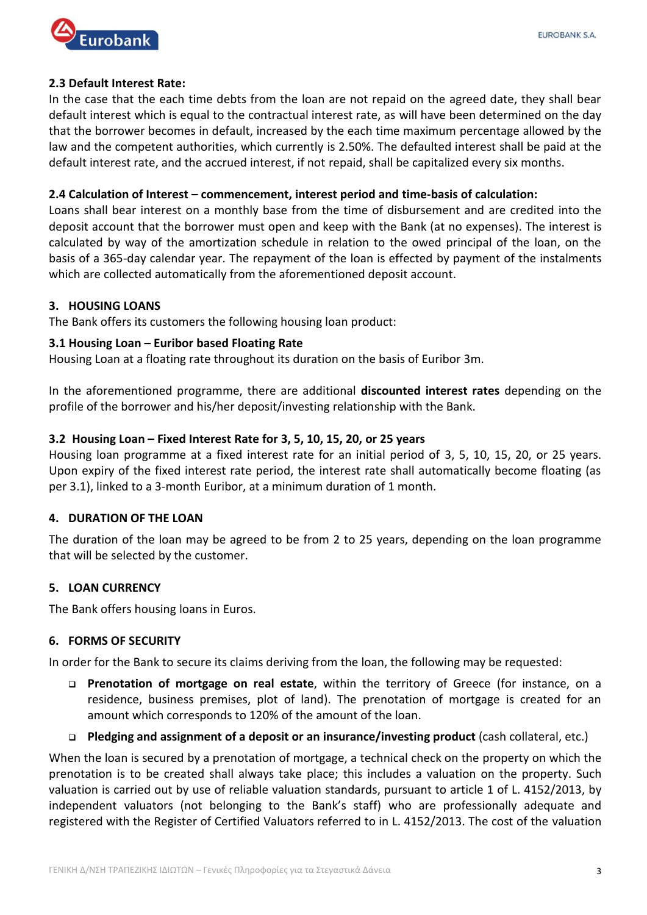### 2.3 Default Interest Rate:

In the case that the each time debts from the loan are not repaid on the agreed date, they shall bear default interest which is equal to the contractual interest rate, as will have been determined on the day that the borrower becomes in default, increased by the each time maximum percentage allowed by the law and the competent authorities, which currently is 2.50%. The defaulted interest shall be paid at the default interest rate, and the accrued interest, if not repaid, shall be capitalized every six months.

### 2.4 Calculation of Interest – commencement, interest period and time-basis of calculation:

Loans shall bear interest on a monthly base from the time of disbursement and are credited into the deposit account that the borrower must open and keep with the Bank (at no expenses). The interest is calculated by way of the amortization schedule in relation to the owed principal of the loan, on the basis of a 365-day calendar year. The repayment of the loan is effected by payment of the instalments which are collected automatically from the aforementioned deposit account.

## 3. HOUSING LOANS

The Bank offers its customers the following housing loan product:

### 3.1 Housing Loan – Euribor based Floating Rate

Housing Loan at a floating rate throughout its duration on the basis of Euribor 3m.

In the aforementioned programme, there are additional **discounted interest rates** depending on the profile of the borrower and his/her deposit/investing relationship with the Bank.

### 3.2 Housing Loan – Fixed Interest Rate for 3, 5, 10, 15, 20, or 25 years

Housing loan programme at a fixed interest rate for an initial period of 3, 5, 10, 15, 20, or 25 years. Upon expiry of the fixed interest rate period, the interest rate shall automatically become floating (as per 3.1), linked to a 3-month Euribor, at a minimum duration of 1 month.

## 4. DURATION OF THE LOAN

The duration of the loan may be agreed to be from 2 to 25 years, depending on the loan programme that will be selected by the customer.

## 5. LOAN CURRENCY

The Bank offers housing loans in Euros.

## 6. FORMS OF SECURITY

In order for the Bank to secure its claims deriving from the loan, the following may be requested:

- **Prenotation of mortgage on real estate**, within the territory of Greece (for instance, on a residence, business premises, plot of land). The prenotation of mortgage is created for an amount which corresponds to 120% of the amount of the loan.
- **Pledging and assignment of a deposit or an insurance/investing product** (cash collateral, etc.)

When the loan is secured by a prenotation of mortgage, a technical check on the property on which the prenotation is to be created shall always take place; this includes a valuation on the property. Such valuation is carried out by use of reliable valuation standards, pursuant to article 1 of L. 4152/2013, by independent valuators (not belonging to the Bank's staff) who are professionally adequate and registered with the Register of Certified Valuators referred to in L. 4152/2013. The cost of the valuation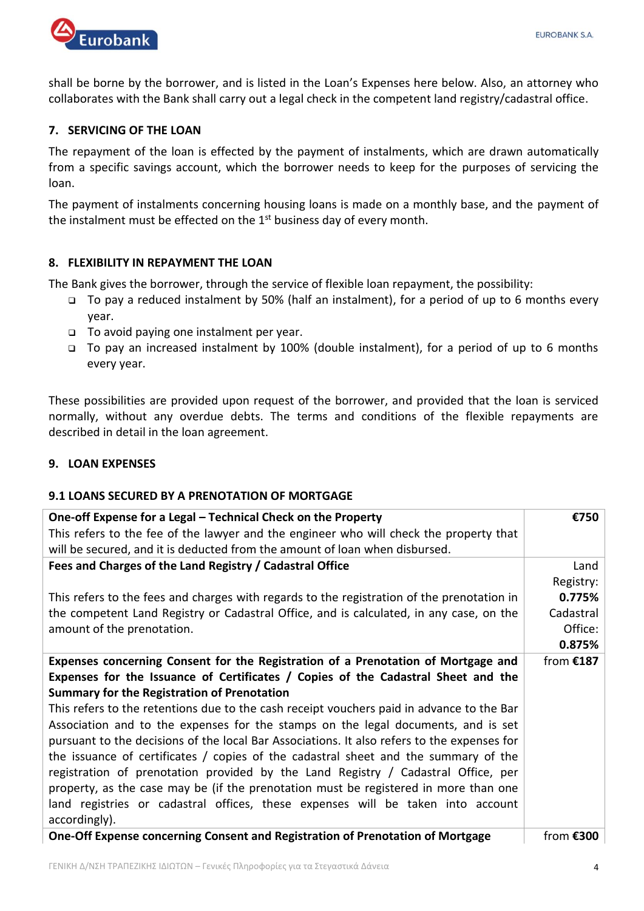shall be borne by the borrower, and is listed in the Loan's Expenses here below. Also, an attorney who collaborates with the Bank shall carry out a legal check in the competent land registry/cadastral office.

## 7. SERVICING OF THE LOAN

The repayment of the loan is effected by the payment of instalments, which are drawn automatically from a specific savings account, which the borrower needs to keep for the purposes of servicing the loan.

The payment of instalments concerning housing loans is made on a monthly base, and the payment of the instalment must be effected on the 1st business day of every month.

## 8. FLEXIBILITY IN REPAYMENT THE LOAN

The Bank gives the borrower, through the service of flexible loan repayment, the possibility:

- To pay a reduced instalment by 50% (half an instalment), for a period of up to 6 months every year.
- To avoid paying one instalment per year.
- To pay an increased instalment by 100% (double instalment), for a period of up to 6 months every year.

These possibilities are provided upon request of the borrower, and provided that the loan is serviced normally, without any overdue debts. The terms and conditions of the flexible repayments are described in detail in the loan agreement.

## 9. LOAN EXPENSES

### 9.1 LOANS SECURED BY A PRENOTATION OF MORTGAGE

| | |
|---|---|
| **One-off Expense for a Legal – Technical Check on the Property**<br>This refers to the fee of the lawyer and the engineer who will check the property that will be secured, and it is deducted from the amount of loan when disbursed. | **€750** |
| **Fees and Charges of the Land Registry / Cadastral Office**<br><br>This refers to the fees and charges with regards to the registration of the prenotation in the competent Land Registry or Cadastral Office, and is calculated, in any case, on the amount of the prenotation. | Land Registry: **0.775%**<br>Cadastral Office: **0.875%** |
| **Expenses concerning Consent for the Registration of a Prenotation of Mortgage and Expenses for the Issuance of Certificates / Copies of the Cadastral Sheet and the Summary for the Registration of Prenotation**<br>This refers to the retentions due to the cash receipt vouchers paid in advance to the Bar Association and to the expenses for the stamps on the legal documents, and is set pursuant to the decisions of the local Bar Associations. It also refers to the expenses for the issuance of certificates / copies of the cadastral sheet and the summary of the registration of prenotation provided by the Land Registry / Cadastral Office, per property, as the case may be (if the prenotation must be registered in more than one land registries or cadastral offices, these expenses will be taken into account accordingly). | from **€187** |
| **One-Off Expense concerning Consent and Registration of Prenotation of Mortgage** | from **€300** |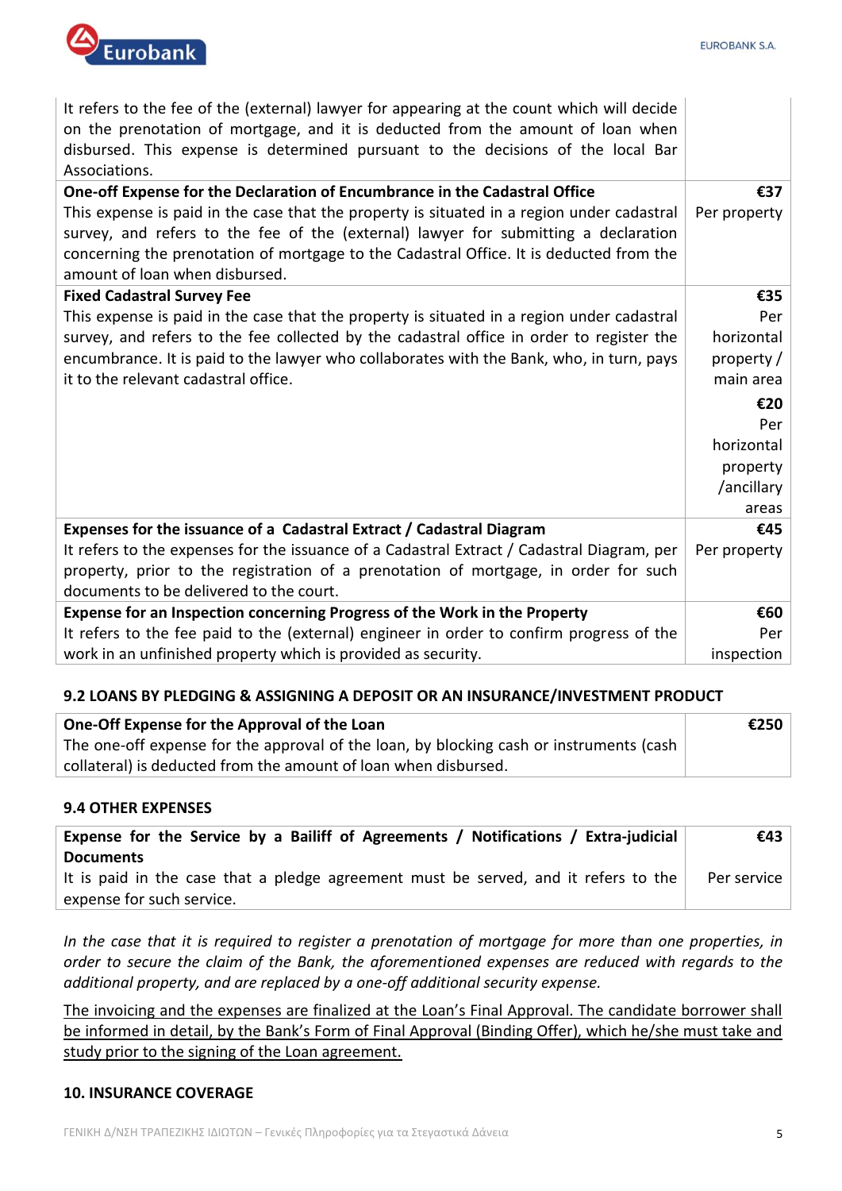| | |
|---|---|
| It refers to the fee of the (external) lawyer for appearing at the count which will decide on the prenotation of mortgage, and it is deducted from the amount of loan when disbursed. This expense is determined pursuant to the decisions of the local Bar Associations. | |
| **One-off Expense for the Declaration of Encumbrance in the Cadastral Office**<br>This expense is paid in the case that the property is situated in a region under cadastral survey, and refers to the fee of the (external) lawyer for submitting a declaration concerning the prenotation of mortgage to the Cadastral Office. It is deducted from the amount of loan when disbursed. | **€37**<br>Per property |
| **Fixed Cadastral Survey Fee**<br>This expense is paid in the case that the property is situated in a region under cadastral survey, and refers to the fee collected by the cadastral office in order to register the encumbrance. It is paid to the lawyer who collaborates with the Bank, who, in turn, pays it to the relevant cadastral office. | **€35**<br>Per horizontal property / main area<br>**€20**<br>Per horizontal property /ancillary areas |
| **Expenses for the issuance of a Cadastral Extract / Cadastral Diagram**<br>It refers to the expenses for the issuance of a Cadastral Extract / Cadastral Diagram, per property, prior to the registration of a prenotation of mortgage, in order for such documents to be delivered to the court. | **€45**<br>Per property |
| **Expense for an Inspection concerning Progress of the Work in the Property**<br>It refers to the fee paid to the (external) engineer in order to confirm progress of the work in an unfinished property which is provided as security. | **€60**<br>Per inspection |

### 9.2 LOANS BY PLEDGING & ASSIGNING A DEPOSIT OR AN INSURANCE/INVESTMENT PRODUCT

| | |
|---|---|
| **One-Off Expense for the Approval of the Loan**<br>The one-off expense for the approval of the loan, by blocking cash or instruments (cash collateral) is deducted from the amount of loan when disbursed. | **€250** |

### 9.4 OTHER EXPENSES

| | |
|---|---|
| **Expense for the Service by a Bailiff of Agreements / Notifications / Extra-judicial Documents**<br>It is paid in the case that a pledge agreement must be served, and it refers to the expense for such service. | **€43**<br>Per service |

*In the case that it is required to register a prenotation of mortgage for more than one properties, in order to secure the claim of the Bank, the aforementioned expenses are reduced with regards to the additional property, and are replaced by a one-off additional security expense.*

<u>The invoicing and the expenses are finalized at the Loan's Final Approval. The candidate borrower shall be informed in detail, by the Bank's Form of Final Approval (Binding Offer), which he/she must take and study prior to the signing of the Loan agreement.</u>

## 10. INSURANCE COVERAGE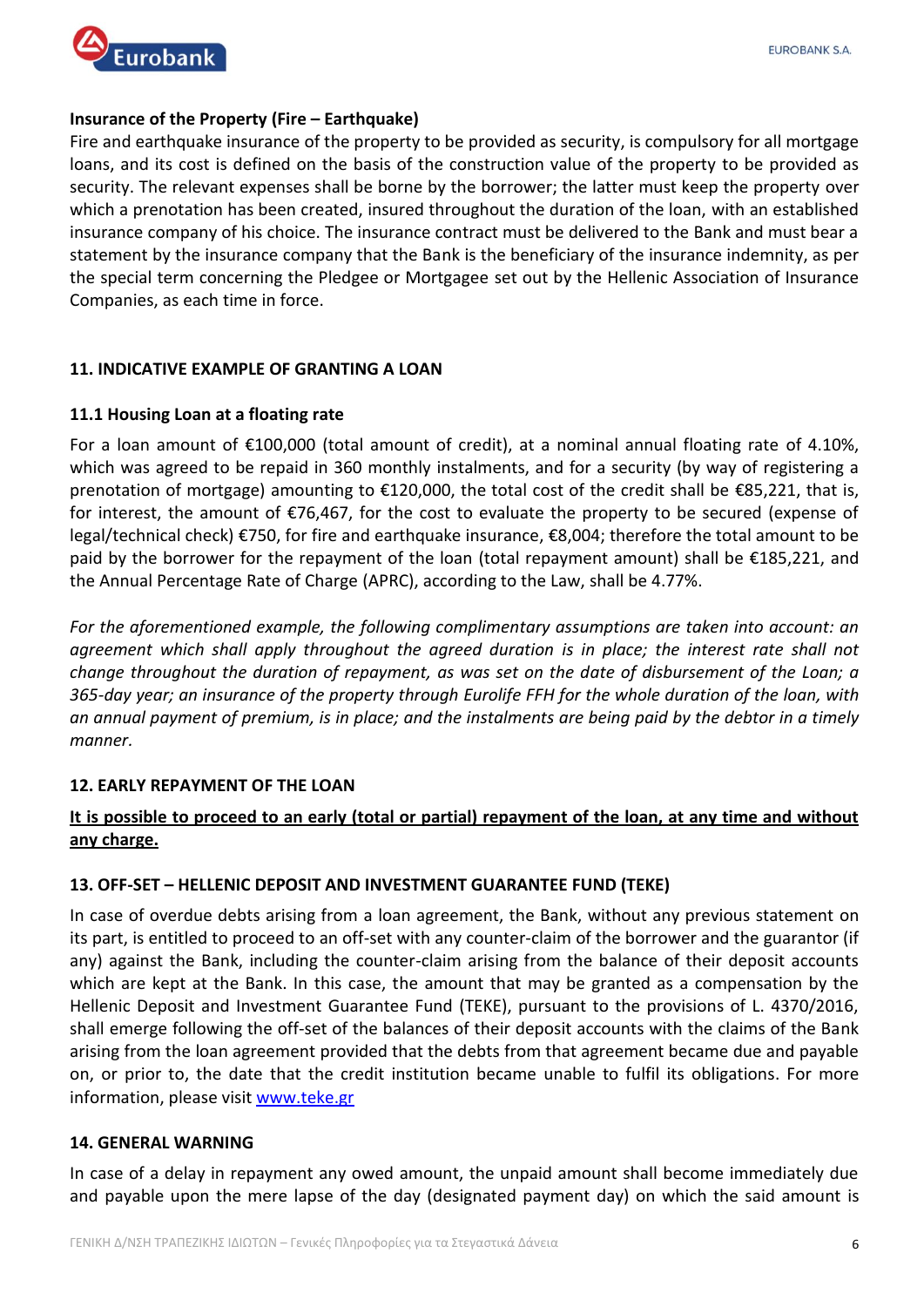**Insurance of the Property (Fire – Earthquake)**

Fire and earthquake insurance of the property to be provided as security, is compulsory for all mortgage loans, and its cost is defined on the basis of the construction value of the property to be provided as security. The relevant expenses shall be borne by the borrower; the latter must keep the property over which a prenotation has been created, insured throughout the duration of the loan, with an established insurance company of his choice. The insurance contract must be delivered to the Bank and must bear a statement by the insurance company that the Bank is the beneficiary of the insurance indemnity, as per the special term concerning the Pledgee or Mortgagee set out by the Hellenic Association of Insurance Companies, as each time in force.

## 11. INDICATIVE EXAMPLE OF GRANTING A LOAN

### 11.1 Housing Loan at a floating rate

For a loan amount of €100,000 (total amount of credit), at a nominal annual floating rate of 4.10%, which was agreed to be repaid in 360 monthly instalments, and for a security (by way of registering a prenotation of mortgage) amounting to €120,000, the total cost of the credit shall be €85,221, that is, for interest, the amount of €76,467, for the cost to evaluate the property to be secured (expense of legal/technical check) €750, for fire and earthquake insurance, €8,004; therefore the total amount to be paid by the borrower for the repayment of the loan (total repayment amount) shall be €185,221, and the Annual Percentage Rate of Charge (APRC), according to the Law, shall be 4.77%.

*For the aforementioned example, the following complimentary assumptions are taken into account: an agreement which shall apply throughout the agreed duration is in place; the interest rate shall not change throughout the duration of repayment, as was set on the date of disbursement of the Loan; a 365-day year; an insurance of the property through Eurolife FFH for the whole duration of the loan, with an annual payment of premium, is in place; and the instalments are being paid by the debtor in a timely manner.*

## 12. EARLY REPAYMENT OF THE LOAN

**<u>It is possible to proceed to an early (total or partial) repayment of the loan, at any time and without any charge.</u>**

## 13. OFF-SET – HELLENIC DEPOSIT AND INVESTMENT GUARANTEE FUND (TEKE)

In case of overdue debts arising from a loan agreement, the Bank, without any previous statement on its part, is entitled to proceed to an off-set with any counter-claim of the borrower and the guarantor (if any) against the Bank, including the counter-claim arising from the balance of their deposit accounts which are kept at the Bank. In this case, the amount that may be granted as a compensation by the Hellenic Deposit and Investment Guarantee Fund (TEKE), pursuant to the provisions of L. 4370/2016, shall emerge following the off-set of the balances of their deposit accounts with the claims of the Bank arising from the loan agreement provided that the debts from that agreement became due and payable on, or prior to, the date that the credit institution became unable to fulfil its obligations. For more information, please visit [www.teke.gr](http://www.teke.gr)

## 14. GENERAL WARNING

In case of a delay in repayment any owed amount, the unpaid amount shall become immediately due and payable upon the mere lapse of the day (designated payment day) on which the said amount is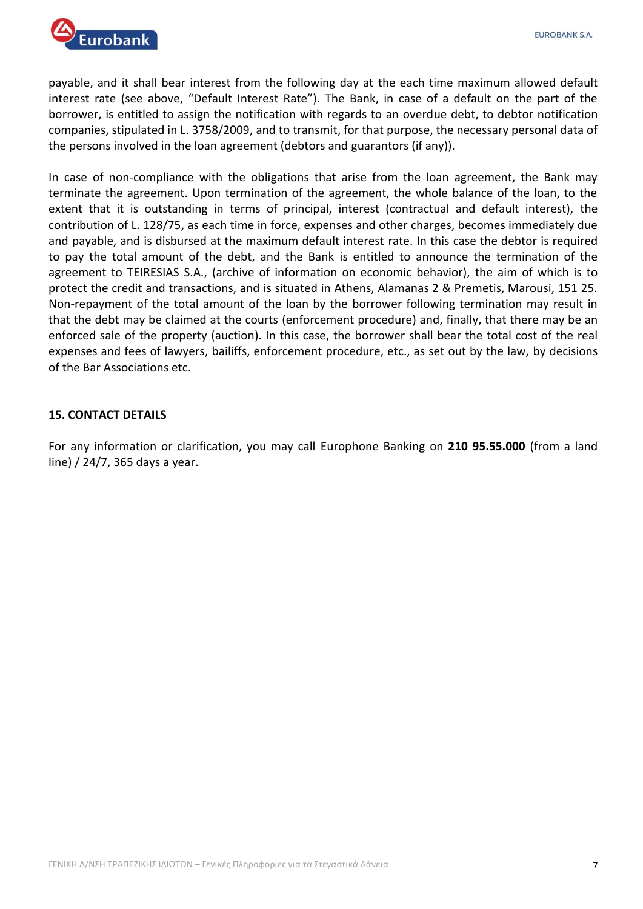payable, and it shall bear interest from the following day at the each time maximum allowed default interest rate (see above, "Default Interest Rate"). The Bank, in case of a default on the part of the borrower, is entitled to assign the notification with regards to an overdue debt, to debtor notification companies, stipulated in L. 3758/2009, and to transmit, for that purpose, the necessary personal data of the persons involved in the loan agreement (debtors and guarantors (if any)).

In case of non-compliance with the obligations that arise from the loan agreement, the Bank may terminate the agreement. Upon termination of the agreement, the whole balance of the loan, to the extent that it is outstanding in terms of principal, interest (contractual and default interest), the contribution of L. 128/75, as each time in force, expenses and other charges, becomes immediately due and payable, and is disbursed at the maximum default interest rate. In this case the debtor is required to pay the total amount of the debt, and the Bank is entitled to announce the termination of the agreement to TEIRESIAS S.A., (archive of information on economic behavior), the aim of which is to protect the credit and transactions, and is situated in Athens, Alamanas 2 & Premetis, Marousi, 151 25. Non-repayment of the total amount of the loan by the borrower following termination may result in that the debt may be claimed at the courts (enforcement procedure) and, finally, that there may be an enforced sale of the property (auction). In this case, the borrower shall bear the total cost of the real expenses and fees of lawyers, bailiffs, enforcement procedure, etc., as set out by the law, by decisions of the Bar Associations etc.

## 15. CONTACT DETAILS

For any information or clarification, you may call Europhone Banking on **210 95.55.000** (from a land line) / 24/7, 365 days a year.